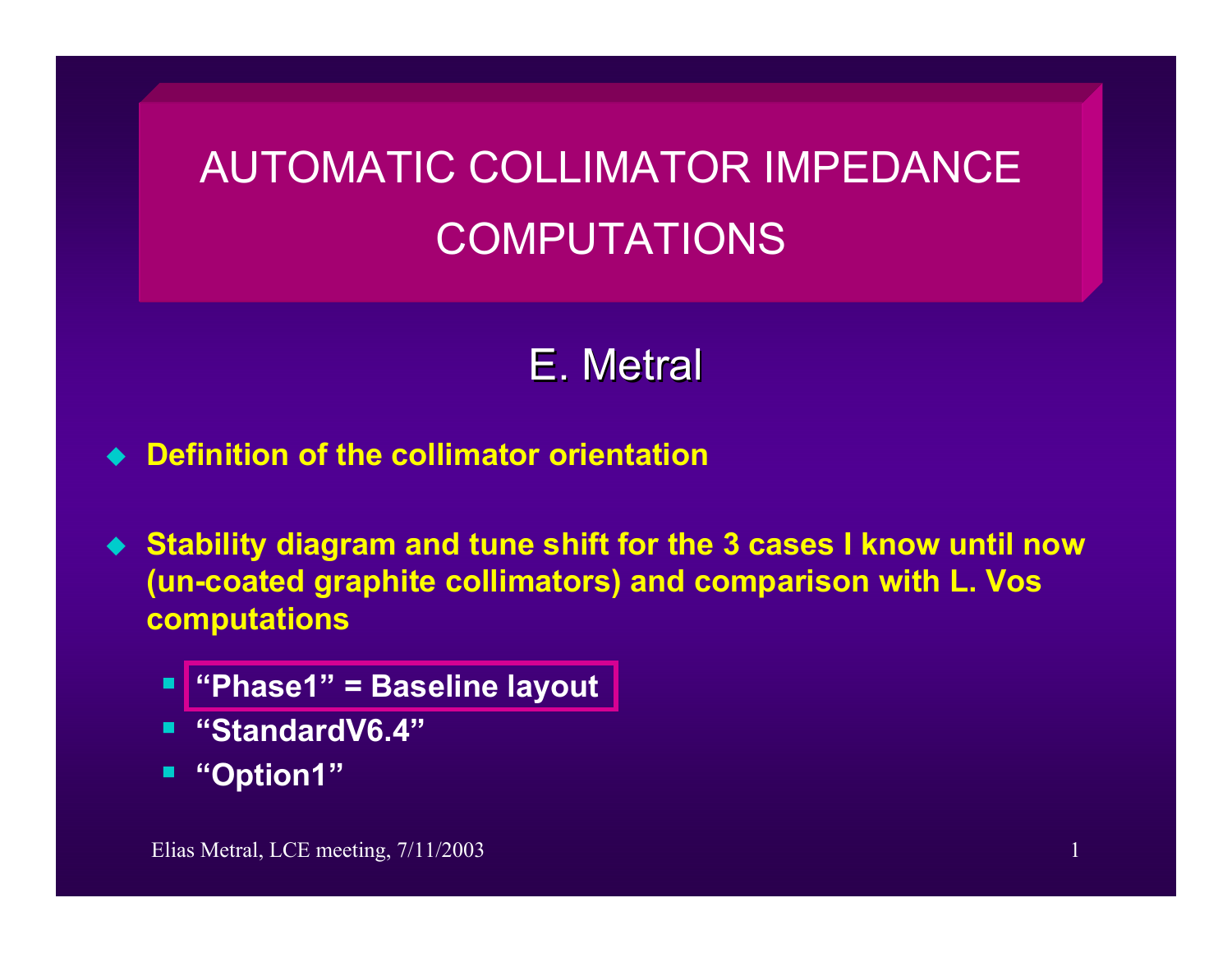# AUTOMATIC COLLIMATOR IMPEDANCE COMPUTATIONS

## E. Metral

- **Definition of the collimator orientation**

- **Stability diagram and tune shift for the 3 cases I know until now (un-coated graphite collimators) and comparison with L. Vos computations**

  - **"Phase1" = Baseline layout**
  - **"StandardV6.4"**
  - **"Option1"**

Elias Metral, LCE meeting, 7/11/2003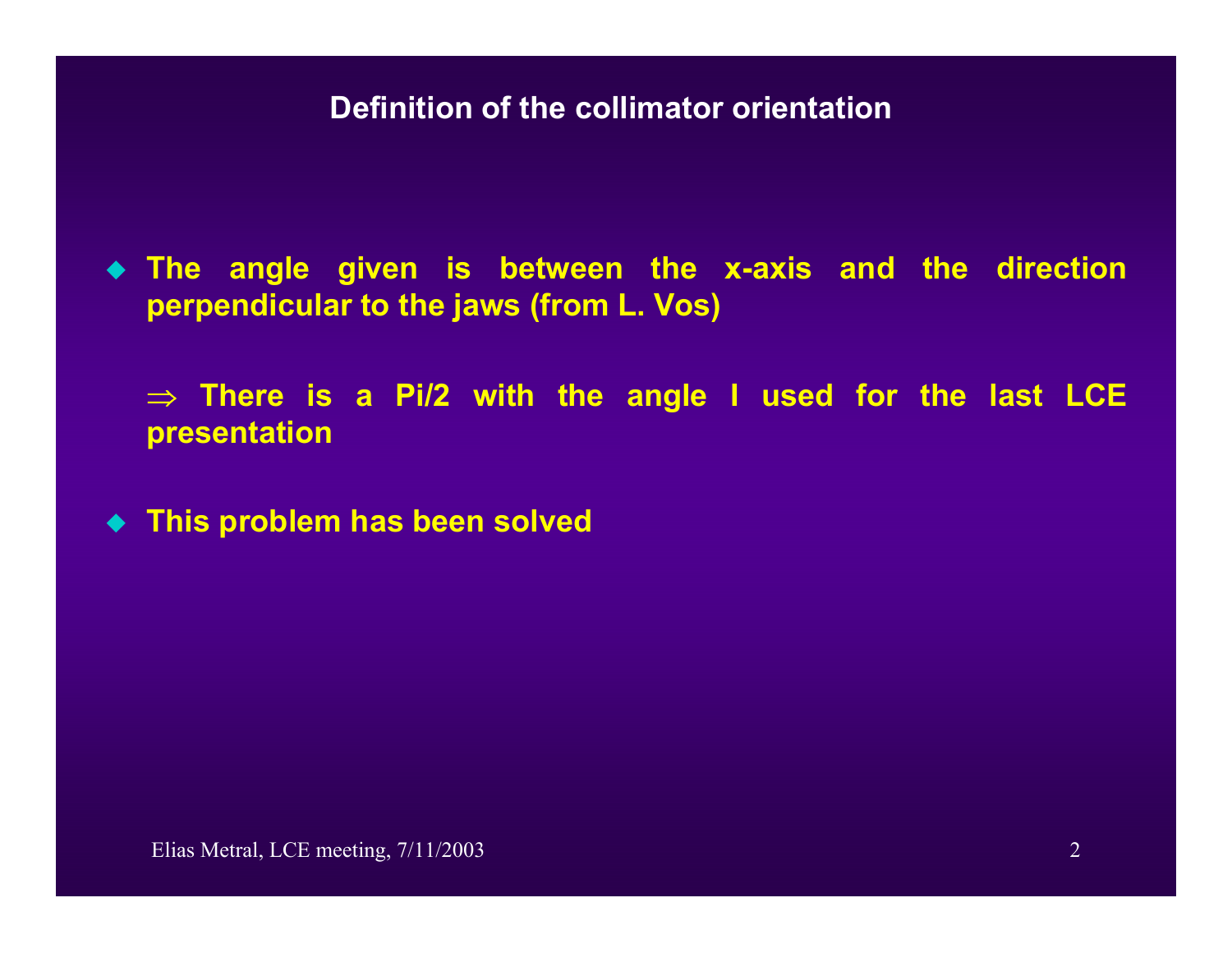# Definition of the collimator orientation

- **The angle given is between the x-axis and the direction perpendicular to the jaws (from L. Vos)**

  **$\Rightarrow$ There is a Pi/2 with the angle I used for the last LCE presentation**

- **This problem has been solved**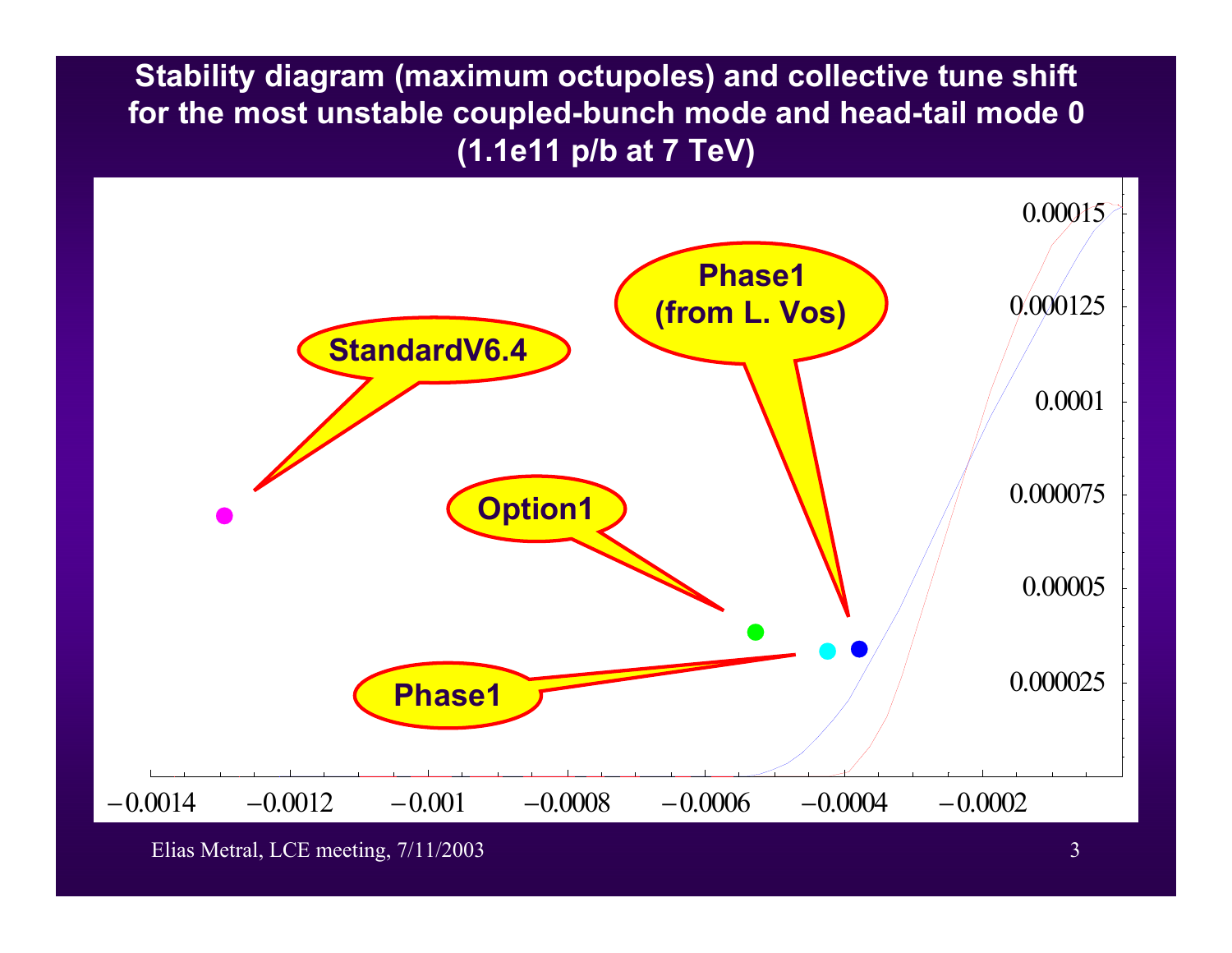# Stability diagram (maximum octupoles) and collective tune shift for the most unstable coupled-bunch mode and head-tail mode 0 (1.1e11 p/b at 7 TeV)

StandardV6.4

Phase1 (from L. Vos)

Option1

Phase1

0.00015

0.000125

0.0001

0.000075

0.00005

0.000025

−0.0014 −0.0012 −0.001 −0.0008 −0.0006 −0.0004 −0.0002

Elias Metral, LCE meeting, 7/11/2003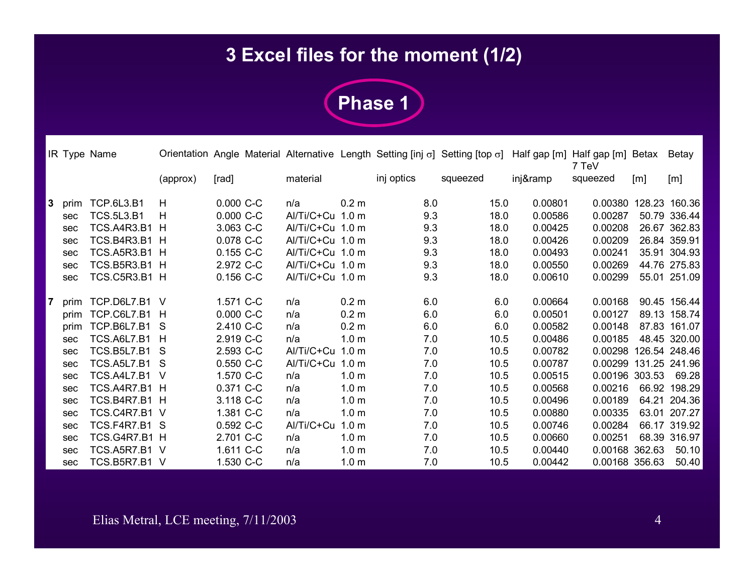# 3 Excel files for the moment (1/2)

**Phase 1**

| IR | Type | Name | Orientation (approx) | Angle [rad] | Material | Alternative material | Length | Setting [inj σ] inj optics | Setting [top σ] squeezed | Half gap [m] inj&ramp | Half gap [m] 7 TeV squeezed | Betax [m] | Betay [m] |
|---|---|---|---|---|---|---|---|---|---|---|---|---|---|
| **3** | prim | TCP.6L3.B1 | H | 0.000 | C-C | n/a | 0.2 m | 8.0 | 15.0 | 0.00801 | 0.00380 | 128.23 | 160.36 |
| | sec | TCS.5L3.B1 | H | 0.000 | C-C | Al/Ti/C+Cu | 1.0 m | 9.3 | 18.0 | 0.00586 | 0.00287 | 50.79 | 336.44 |
| | sec | TCS.A4R3.B1 | H | 3.063 | C-C | Al/Ti/C+Cu | 1.0 m | 9.3 | 18.0 | 0.00425 | 0.00208 | 26.67 | 362.83 |
| | sec | TCS.B4R3.B1 | H | 0.078 | C-C | Al/Ti/C+Cu | 1.0 m | 9.3 | 18.0 | 0.00426 | 0.00209 | 26.84 | 359.91 |
| | sec | TCS.A5R3.B1 | H | 0.155 | C-C | Al/Ti/C+Cu | 1.0 m | 9.3 | 18.0 | 0.00493 | 0.00241 | 35.91 | 304.93 |
| | sec | TCS.B5R3.B1 | H | 2.972 | C-C | Al/Ti/C+Cu | 1.0 m | 9.3 | 18.0 | 0.00550 | 0.00269 | 44.76 | 275.83 |
| | sec | TCS.C5R3.B1 | H | 0.156 | C-C | Al/Ti/C+Cu | 1.0 m | 9.3 | 18.0 | 0.00610 | 0.00299 | 55.01 | 251.09 |
| **7** | prim | TCP.D6L7.B1 | V | 1.571 | C-C | n/a | 0.2 m | 6.0 | 6.0 | 0.00664 | 0.00168 | 90.45 | 156.44 |
| | prim | TCP.C6L7.B1 | H | 0.000 | C-C | n/a | 0.2 m | 6.0 | 6.0 | 0.00501 | 0.00127 | 89.13 | 158.74 |
| | prim | TCP.B6L7.B1 | S | 2.410 | C-C | n/a | 0.2 m | 6.0 | 6.0 | 0.00582 | 0.00148 | 87.83 | 161.07 |
| | sec | TCS.A6L7.B1 | H | 2.919 | C-C | n/a | 1.0 m | 7.0 | 10.5 | 0.00486 | 0.00185 | 48.45 | 320.00 |
| | sec | TCS.B5L7.B1 | S | 2.593 | C-C | Al/Ti/C+Cu | 1.0 m | 7.0 | 10.5 | 0.00782 | 0.00298 | 126.54 | 248.46 |
| | sec | TCS.A5L7.B1 | S | 0.550 | C-C | Al/Ti/C+Cu | 1.0 m | 7.0 | 10.5 | 0.00787 | 0.00299 | 131.25 | 241.96 |
| | sec | TCS.A4L7.B1 | V | 1.570 | C-C | n/a | 1.0 m | 7.0 | 10.5 | 0.00515 | 0.00196 | 303.53 | 69.28 |
| | sec | TCS.A4R7.B1 | H | 0.371 | C-C | n/a | 1.0 m | 7.0 | 10.5 | 0.00568 | 0.00216 | 66.92 | 198.29 |
| | sec | TCS.B4R7.B1 | H | 3.118 | C-C | n/a | 1.0 m | 7.0 | 10.5 | 0.00496 | 0.00189 | 64.21 | 204.36 |
| | sec | TCS.C4R7.B1 | V | 1.381 | C-C | n/a | 1.0 m | 7.0 | 10.5 | 0.00880 | 0.00335 | 63.01 | 207.27 |
| | sec | TCS.F4R7.B1 | S | 0.592 | C-C | Al/Ti/C+Cu | 1.0 m | 7.0 | 10.5 | 0.00746 | 0.00284 | 66.17 | 319.92 |
| | sec | TCS.G4R7.B1 | H | 2.701 | C-C | n/a | 1.0 m | 7.0 | 10.5 | 0.00660 | 0.00251 | 68.39 | 316.97 |
| | sec | TCS.A5R7.B1 | V | 1.611 | C-C | n/a | 1.0 m | 7.0 | 10.5 | 0.00440 | 0.00168 | 362.63 | 50.10 |
| | sec | TCS.B5R7.B1 | V | 1.530 | C-C | n/a | 1.0 m | 7.0 | 10.5 | 0.00442 | 0.00168 | 356.63 | 50.40 |

Elias Metral, LCE meeting, 7/11/2003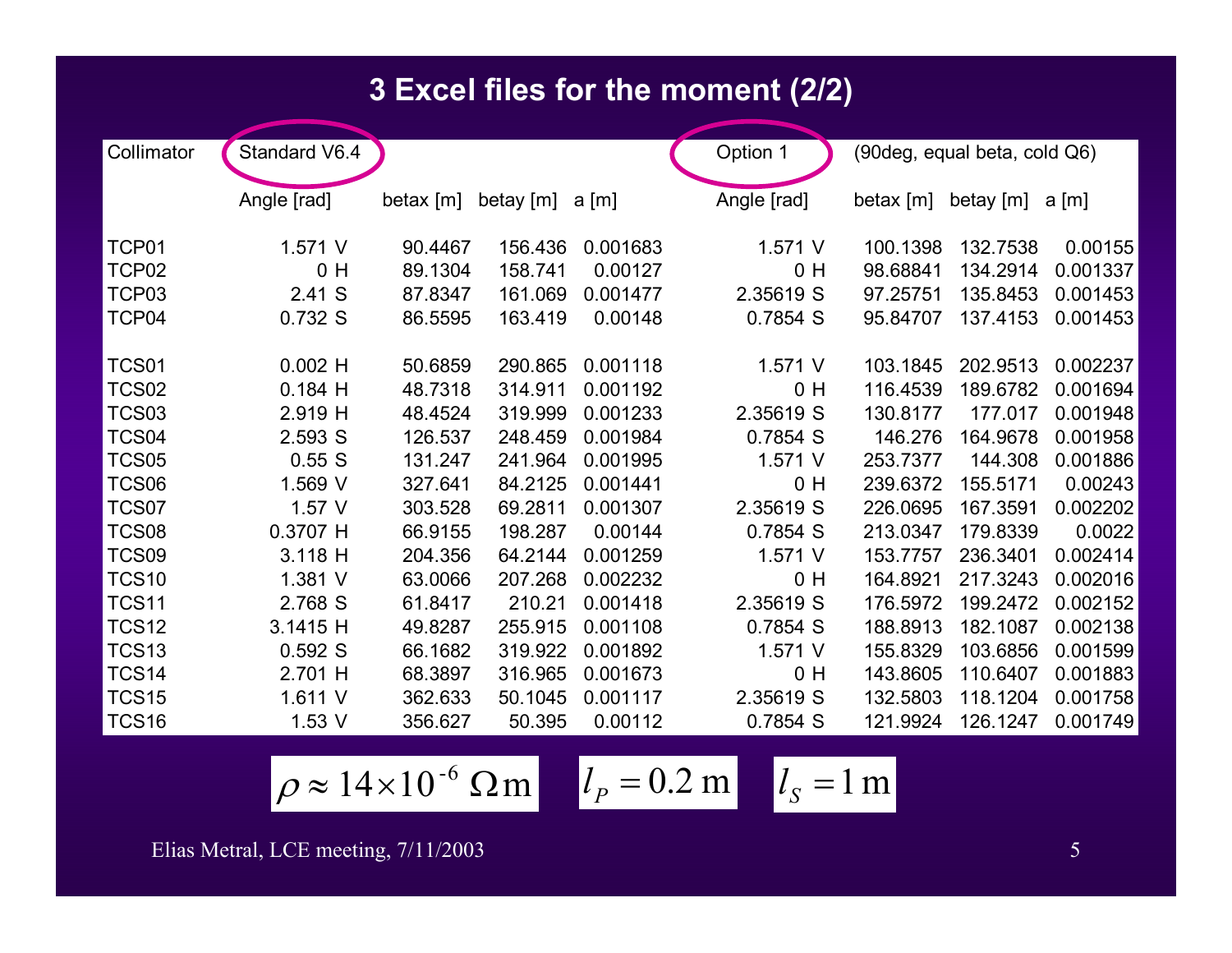# 3 Excel files for the moment (2/2)

| Collimator | Standard V6.4 | | | | Option 1 | (90deg, equal beta, cold Q6) | | |
|---|---|---|---|---|---|---|---|---|
| | Angle [rad] | betax [m] | betay [m] | a [m] | Angle [rad] | betax [m] | betay [m] | a [m] |
| TCP01 | 1.571 V | 90.4467 | 156.436 | 0.001683 | 1.571 V | 100.1398 | 132.7538 | 0.00155 |
| TCP02 | 0 H | 89.1304 | 158.741 | 0.00127 | 0 H | 98.68841 | 134.2914 | 0.001337 |
| TCP03 | 2.41 S | 87.8347 | 161.069 | 0.001477 | 2.35619 S | 97.25751 | 135.8453 | 0.001453 |
| TCP04 | 0.732 S | 86.5595 | 163.419 | 0.00148 | 0.7854 S | 95.84707 | 137.4153 | 0.001453 |
| | | | | | | | | |
| TCS01 | 0.002 H | 50.6859 | 290.865 | 0.001118 | 1.571 V | 103.1845 | 202.9513 | 0.002237 |
| TCS02 | 0.184 H | 48.7318 | 314.911 | 0.001192 | 0 H | 116.4539 | 189.6782 | 0.001694 |
| TCS03 | 2.919 H | 48.4524 | 319.999 | 0.001233 | 2.35619 S | 130.8177 | 177.017 | 0.001948 |
| TCS04 | 2.593 S | 126.537 | 248.459 | 0.001984 | 0.7854 S | 146.276 | 164.9678 | 0.001958 |
| TCS05 | 0.55 S | 131.247 | 241.964 | 0.001995 | 1.571 V | 253.7377 | 144.308 | 0.001886 |
| TCS06 | 1.569 V | 327.641 | 84.2125 | 0.001441 | 0 H | 239.6372 | 155.5171 | 0.00243 |
| TCS07 | 1.57 V | 303.528 | 69.2811 | 0.001307 | 2.35619 S | 226.0695 | 167.3591 | 0.002202 |
| TCS08 | 0.3707 H | 66.9155 | 198.287 | 0.00144 | 0.7854 S | 213.0347 | 179.8339 | 0.0022 |
| TCS09 | 3.118 H | 204.356 | 64.2144 | 0.001259 | 1.571 V | 153.7757 | 236.3401 | 0.002414 |
| TCS10 | 1.381 V | 63.0066 | 207.268 | 0.002232 | 0 H | 164.8921 | 217.3243 | 0.002016 |
| TCS11 | 2.768 S | 61.8417 | 210.21 | 0.001418 | 2.35619 S | 176.5972 | 199.2472 | 0.002152 |
| TCS12 | 3.1415 H | 49.8287 | 255.915 | 0.001108 | 0.7854 S | 188.8913 | 182.1087 | 0.002138 |
| TCS13 | 0.592 S | 66.1682 | 319.922 | 0.001892 | 1.571 V | 155.8329 | 103.6856 | 0.001599 |
| TCS14 | 2.701 H | 68.3897 | 316.965 | 0.001673 | 0 H | 143.8605 | 110.6407 | 0.001883 |
| TCS15 | 1.611 V | 362.633 | 50.1045 | 0.001117 | 2.35619 S | 132.5803 | 118.1204 | 0.001758 |
| TCS16 | 1.53 V | 356.627 | 50.395 | 0.00112 | 0.7854 S | 121.9924 | 126.1247 | 0.001749 |

$\rho \approx 14 \times 10^{-6}\ \Omega\mathrm{m}$ $\quad$ $l_P = 0.2\ \mathrm{m}$ $\quad$ $l_S = 1\ \mathrm{m}$

Elias Metral, LCE meeting, 7/11/2003